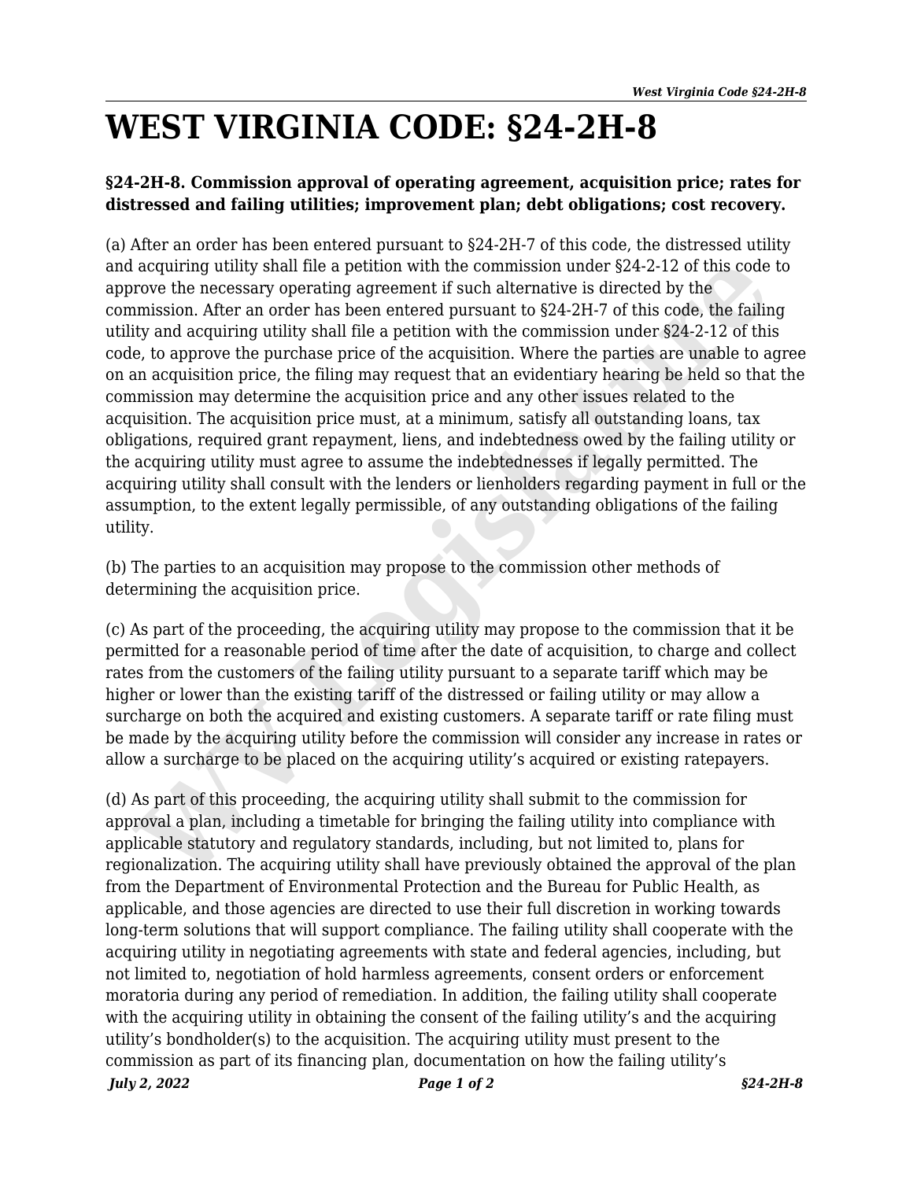# WEST VIRGINIA CODE: §24-2H-8

**§24-2H-8. Commission approval of operating agreement, acquisition price; rates for distressed and failing utilities; improvement plan; debt obligations; cost recovery.**

(a) After an order has been entered pursuant to §24-2H-7 of this code, the distressed utility and acquiring utility shall file a petition with the commission under §24-2-12 of this code to approve the necessary operating agreement if such alternative is directed by the commission. After an order has been entered pursuant to §24-2H-7 of this code, the failing utility and acquiring utility shall file a petition with the commission under §24-2-12 of this code, to approve the purchase price of the acquisition. Where the parties are unable to agree on an acquisition price, the filing may request that an evidentiary hearing be held so that the commission may determine the acquisition price and any other issues related to the acquisition. The acquisition price must, at a minimum, satisfy all outstanding loans, tax obligations, required grant repayment, liens, and indebtedness owed by the failing utility or the acquiring utility must agree to assume the indebtednesses if legally permitted. The acquiring utility shall consult with the lenders or lienholders regarding payment in full or the assumption, to the extent legally permissible, of any outstanding obligations of the failing utility.

(b) The parties to an acquisition may propose to the commission other methods of determining the acquisition price.

(c) As part of the proceeding, the acquiring utility may propose to the commission that it be permitted for a reasonable period of time after the date of acquisition, to charge and collect rates from the customers of the failing utility pursuant to a separate tariff which may be higher or lower than the existing tariff of the distressed or failing utility or may allow a surcharge on both the acquired and existing customers. A separate tariff or rate filing must be made by the acquiring utility before the commission will consider any increase in rates or allow a surcharge to be placed on the acquiring utility's acquired or existing ratepayers.

(d) As part of this proceeding, the acquiring utility shall submit to the commission for approval a plan, including a timetable for bringing the failing utility into compliance with applicable statutory and regulatory standards, including, but not limited to, plans for regionalization. The acquiring utility shall have previously obtained the approval of the plan from the Department of Environmental Protection and the Bureau for Public Health, as applicable, and those agencies are directed to use their full discretion in working towards long-term solutions that will support compliance. The failing utility shall cooperate with the acquiring utility in negotiating agreements with state and federal agencies, including, but not limited to, negotiation of hold harmless agreements, consent orders or enforcement moratoria during any period of remediation. In addition, the failing utility shall cooperate with the acquiring utility in obtaining the consent of the failing utility's and the acquiring utility's bondholder(s) to the acquisition. The acquiring utility must present to the commission as part of its financing plan, documentation on how the failing utility's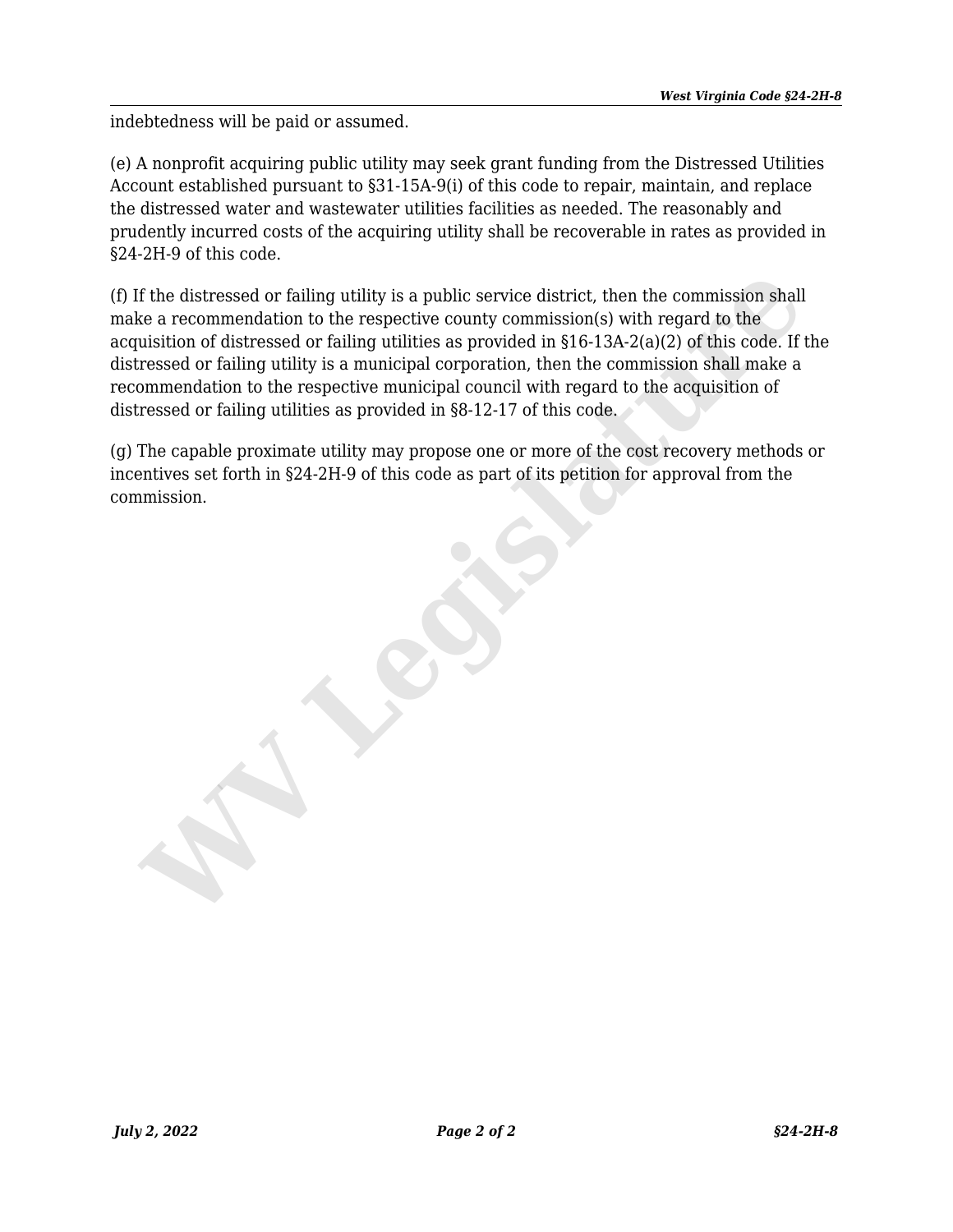indebtedness will be paid or assumed.

(e) A nonprofit acquiring public utility may seek grant funding from the Distressed Utilities Account established pursuant to §31-15A-9(i) of this code to repair, maintain, and replace the distressed water and wastewater utilities facilities as needed. The reasonably and prudently incurred costs of the acquiring utility shall be recoverable in rates as provided in §24-2H-9 of this code.

(f) If the distressed or failing utility is a public service district, then the commission shall make a recommendation to the respective county commission(s) with regard to the acquisition of distressed or failing utilities as provided in §16-13A-2(a)(2) of this code. If the distressed or failing utility is a municipal corporation, then the commission shall make a recommendation to the respective municipal council with regard to the acquisition of distressed or failing utilities as provided in §8-12-17 of this code.

(g) The capable proximate utility may propose one or more of the cost recovery methods or incentives set forth in §24-2H-9 of this code as part of its petition for approval from the commission.